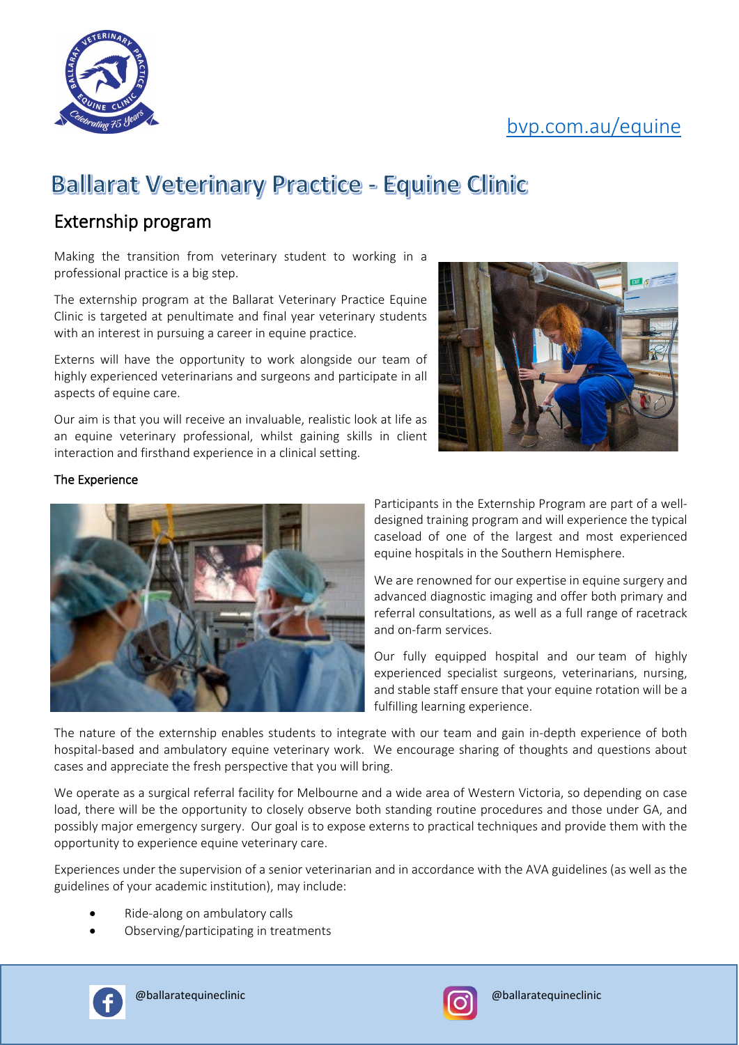bvp.com.au/equine

# Ballarat Veterinary Practice - Equine Clinic

## Externship program

Making the transition from veterinary student to working in a professional practice is a big step.

The externship program at the Ballarat Veterinary Practice Equine Clinic is targeted at penultimate and final year veterinary students with an interest in pursuing a career in equine practice.

Externs will have the opportunity to work alongside our team of highly experienced veterinarians and surgeons and participate in all aspects of equine care.

Our aim is that you will receive an invaluable, realistic look at life as an equine veterinary professional, whilst gaining skills in client interaction and firsthand experience in a clinical setting.

### The Experience

Participants in the Externship Program are part of a well-designed training program and will experience the typical caseload of one of the largest and most experienced equine hospitals in the Southern Hemisphere.

We are renowned for our expertise in equine surgery and advanced diagnostic imaging and offer both primary and referral consultations, as well as a full range of racetrack and on-farm services.

Our fully equipped hospital and our team of highly experienced specialist surgeons, veterinarians, nursing, and stable staff ensure that your equine rotation will be a fulfilling learning experience.

The nature of the externship enables students to integrate with our team and gain in-depth experience of both hospital-based and ambulatory equine veterinary work. We encourage sharing of thoughts and questions about cases and appreciate the fresh perspective that you will bring.

We operate as a surgical referral facility for Melbourne and a wide area of Western Victoria, so depending on case load, there will be the opportunity to closely observe both standing routine procedures and those under GA, and possibly major emergency surgery. Our goal is to expose externs to practical techniques and provide them with the opportunity to experience equine veterinary care.

Experiences under the supervision of a senior veterinarian and in accordance with the AVA guidelines (as well as the guidelines of your academic institution), may include:

- Ride-along on ambulatory calls
- Observing/participating in treatments

@ballaratequineclinic

@ballaratequineclinic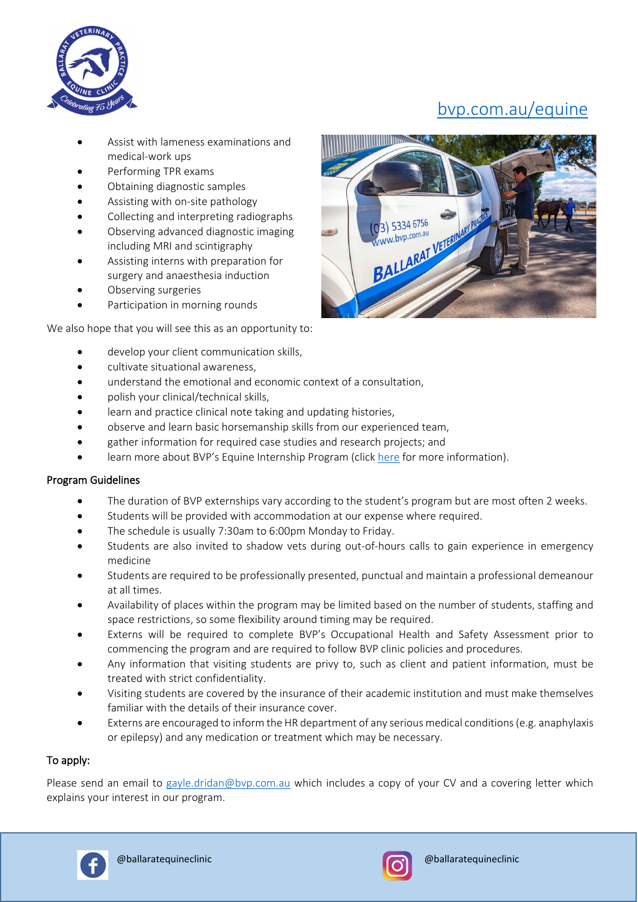[bvp.com.au/equine](bvp.com.au/equine)

- Assist with lameness examinations and medical-work ups
- Performing TPR exams
- Obtaining diagnostic samples
- Assisting with on-site pathology
- Collecting and interpreting radiographs
- Observing advanced diagnostic imaging including MRI and scintigraphy
- Assisting interns with preparation for surgery and anaesthesia induction
- Observing surgeries
- Participation in morning rounds

We also hope that you will see this as an opportunity to:

- develop your client communication skills,
- cultivate situational awareness,
- understand the emotional and economic context of a consultation,
- polish your clinical/technical skills,
- learn and practice clinical note taking and updating histories,
- observe and learn basic horsemanship skills from our experienced team,
- gather information for required case studies and research projects; and
- learn more about BVP's Equine Internship Program (click here for more information).

## Program Guidelines

- The duration of BVP externships vary according to the student's program but are most often 2 weeks.
- Students will be provided with accommodation at our expense where required.
- The schedule is usually 7:30am to 6:00pm Monday to Friday.
- Students are also invited to shadow vets during out-of-hours calls to gain experience in emergency medicine
- Students are required to be professionally presented, punctual and maintain a professional demeanour at all times.
- Availability of places within the program may be limited based on the number of students, staffing and space restrictions, so some flexibility around timing may be required.
- Externs will be required to complete BVP's Occupational Health and Safety Assessment prior to commencing the program and are required to follow BVP clinic policies and procedures.
- Any information that visiting students are privy to, such as client and patient information, must be treated with strict confidentiality.
- Visiting students are covered by the insurance of their academic institution and must make themselves familiar with the details of their insurance cover.
- Externs are encouraged to inform the HR department of any serious medical conditions (e.g. anaphylaxis or epilepsy) and any medication or treatment which may be necessary.

## To apply:

Please send an email to gayle.dridan@bvp.com.au which includes a copy of your CV and a covering letter which explains your interest in our program.

@ballaratequineclinic

@ballaratequineclinic